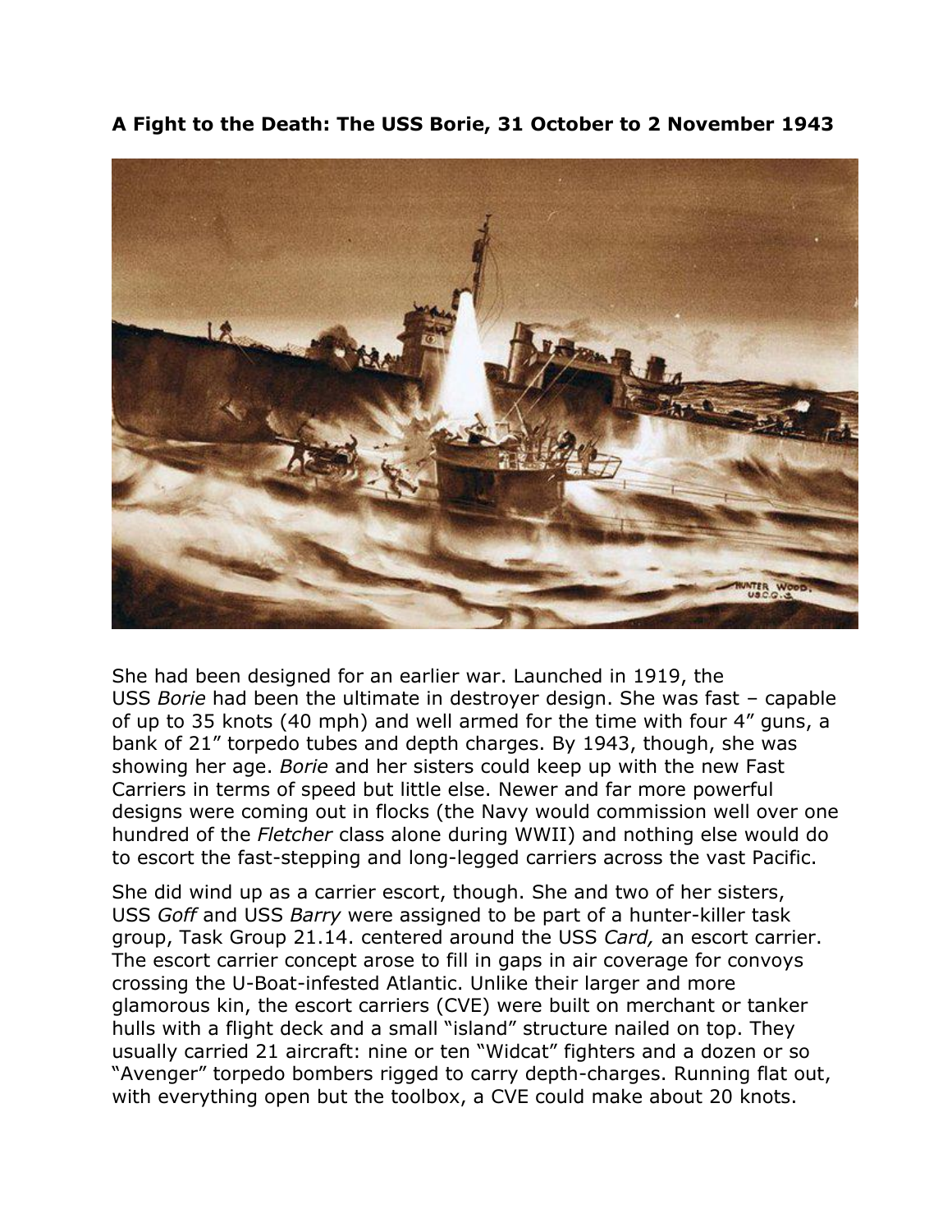**A Fight to the Death: The USS Borie, 31 October to 2 November 1943**

She had been designed for an earlier war. Launched in 1919, the USS *Borie* had been the ultimate in destroyer design. She was fast – capable of up to 35 knots (40 mph) and well armed for the time with four 4" guns, a bank of 21" torpedo tubes and depth charges. By 1943, though, she was showing her age. *Borie* and her sisters could keep up with the new Fast Carriers in terms of speed but little else. Newer and far more powerful designs were coming out in flocks (the Navy would commission well over one hundred of the *Fletcher* class alone during WWII) and nothing else would do to escort the fast-stepping and long-legged carriers across the vast Pacific.

She did wind up as a carrier escort, though. She and two of her sisters, USS *Goff* and USS *Barry* were assigned to be part of a hunter-killer task group, Task Group 21.14. centered around the USS *Card,* an escort carrier. The escort carrier concept arose to fill in gaps in air coverage for convoys crossing the U-Boat-infested Atlantic. Unlike their larger and more glamorous kin, the escort carriers (CVE) were built on merchant or tanker hulls with a flight deck and a small "island" structure nailed on top. They usually carried 21 aircraft: nine or ten "Widcat" fighters and a dozen or so "Avenger" torpedo bombers rigged to carry depth-charges. Running flat out, with everything open but the toolbox, a CVE could make about 20 knots.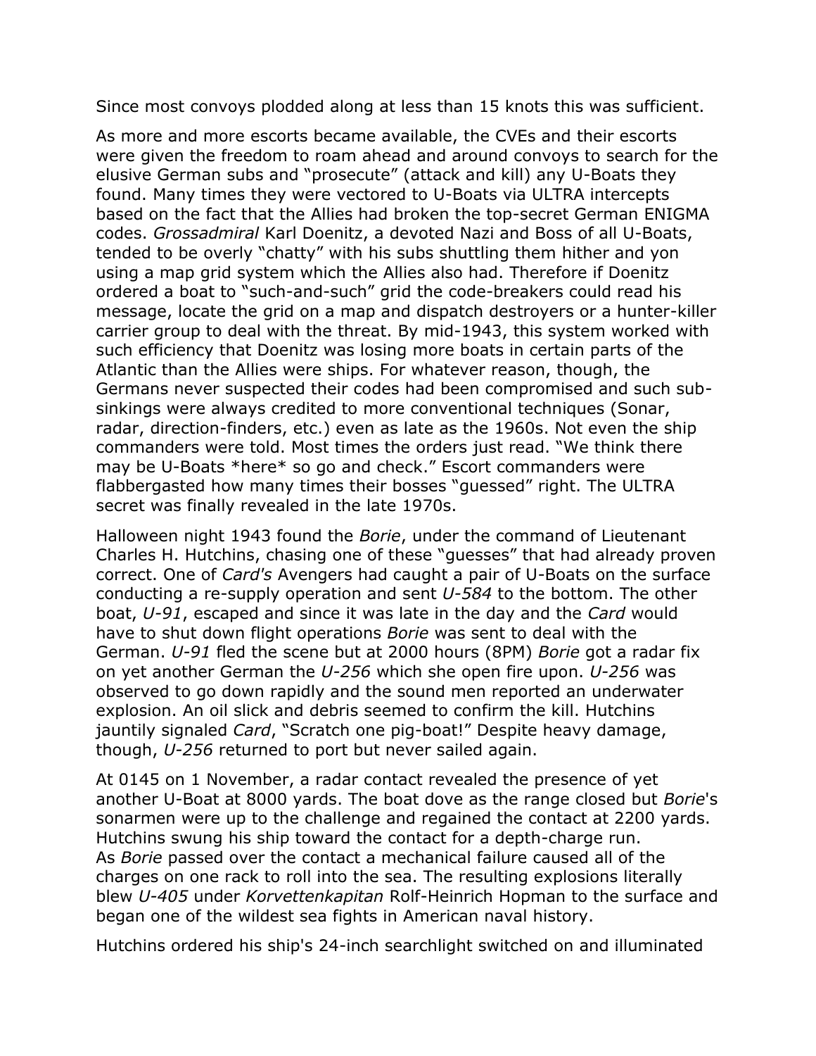Since most convoys plodded along at less than 15 knots this was sufficient.

As more and more escorts became available, the CVEs and their escorts were given the freedom to roam ahead and around convoys to search for the elusive German subs and "prosecute" (attack and kill) any U-Boats they found. Many times they were vectored to U-Boats via ULTRA intercepts based on the fact that the Allies had broken the top-secret German ENIGMA codes. *Grossadmiral* Karl Doenitz, a devoted Nazi and Boss of all U-Boats, tended to be overly "chatty" with his subs shuttling them hither and yon using a map grid system which the Allies also had. Therefore if Doenitz ordered a boat to "such-and-such" grid the code-breakers could read his message, locate the grid on a map and dispatch destroyers or a hunter-killer carrier group to deal with the threat. By mid-1943, this system worked with such efficiency that Doenitz was losing more boats in certain parts of the Atlantic than the Allies were ships. For whatever reason, though, the Germans never suspected their codes had been compromised and such sub-sinkings were always credited to more conventional techniques (Sonar, radar, direction-finders, etc.) even as late as the 1960s. Not even the ship commanders were told. Most times the orders just read. "We think there may be U-Boats *here* so go and check." Escort commanders were flabbergasted how many times their bosses "guessed" right. The ULTRA secret was finally revealed in the late 1970s.

Halloween night 1943 found the *Borie*, under the command of Lieutenant Charles H. Hutchins, chasing one of these "guesses" that had already proven correct. One of *Card's* Avengers had caught a pair of U-Boats on the surface conducting a re-supply operation and sent *U-584* to the bottom. The other boat, *U-91*, escaped and since it was late in the day and the *Card* would have to shut down flight operations *Borie* was sent to deal with the German. *U-91* fled the scene but at 2000 hours (8PM) *Borie* got a radar fix on yet another German the *U-256* which she open fire upon. *U-256* was observed to go down rapidly and the sound men reported an underwater explosion. An oil slick and debris seemed to confirm the kill. Hutchins jauntily signaled *Card*, "Scratch one pig-boat!" Despite heavy damage, though, *U-256* returned to port but never sailed again.

At 0145 on 1 November, a radar contact revealed the presence of yet another U-Boat at 8000 yards. The boat dove as the range closed but *Borie*'s sonarmen were up to the challenge and regained the contact at 2200 yards. Hutchins swung his ship toward the contact for a depth-charge run. As *Borie* passed over the contact a mechanical failure caused all of the charges on one rack to roll into the sea. The resulting explosions literally blew *U-405* under *Korvettenkapitan* Rolf-Heinrich Hopman to the surface and began one of the wildest sea fights in American naval history.

Hutchins ordered his ship's 24-inch searchlight switched on and illuminated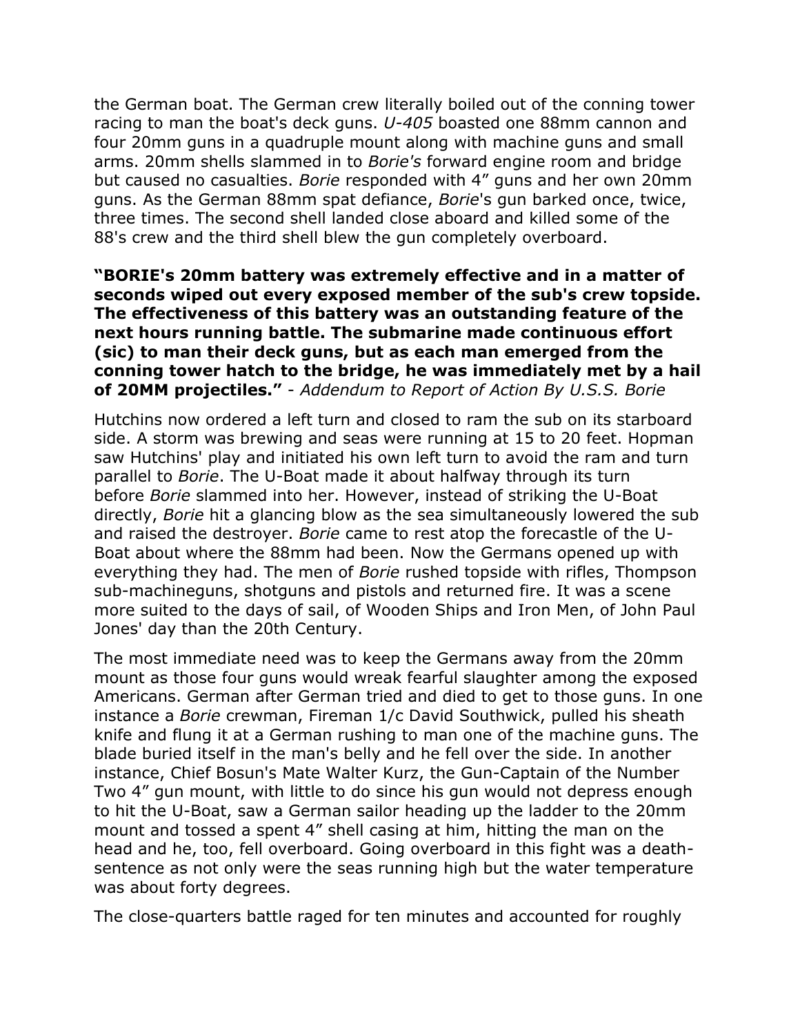the German boat. The German crew literally boiled out of the conning tower racing to man the boat's deck guns. *U-405* boasted one 88mm cannon and four 20mm guns in a quadruple mount along with machine guns and small arms. 20mm shells slammed in to *Borie's* forward engine room and bridge but caused no casualties. *Borie* responded with 4" guns and her own 20mm guns. As the German 88mm spat defiance, *Borie*'s gun barked once, twice, three times. The second shell landed close aboard and killed some of the 88's crew and the third shell blew the gun completely overboard.

**"BORIE's 20mm battery was extremely effective and in a matter of seconds wiped out every exposed member of the sub's crew topside. The effectiveness of this battery was an outstanding feature of the next hours running battle. The submarine made continuous effort (sic) to man their deck guns, but as each man emerged from the conning tower hatch to the bridge, he was immediately met by a hail of 20MM projectiles."** - *Addendum to Report of Action By U.S.S. Borie*

Hutchins now ordered a left turn and closed to ram the sub on its starboard side. A storm was brewing and seas were running at 15 to 20 feet. Hopman saw Hutchins' play and initiated his own left turn to avoid the ram and turn parallel to *Borie*. The U-Boat made it about halfway through its turn before *Borie* slammed into her. However, instead of striking the U-Boat directly, *Borie* hit a glancing blow as the sea simultaneously lowered the sub and raised the destroyer. *Borie* came to rest atop the forecastle of the U-Boat about where the 88mm had been. Now the Germans opened up with everything they had. The men of *Borie* rushed topside with rifles, Thompson sub-machineguns, shotguns and pistols and returned fire. It was a scene more suited to the days of sail, of Wooden Ships and Iron Men, of John Paul Jones' day than the 20th Century.

The most immediate need was to keep the Germans away from the 20mm mount as those four guns would wreak fearful slaughter among the exposed Americans. German after German tried and died to get to those guns. In one instance a *Borie* crewman, Fireman 1/c David Southwick, pulled his sheath knife and flung it at a German rushing to man one of the machine guns. The blade buried itself in the man's belly and he fell over the side. In another instance, Chief Bosun's Mate Walter Kurz, the Gun-Captain of the Number Two 4" gun mount, with little to do since his gun would not depress enough to hit the U-Boat, saw a German sailor heading up the ladder to the 20mm mount and tossed a spent 4" shell casing at him, hitting the man on the head and he, too, fell overboard. Going overboard in this fight was a death-sentence as not only were the seas running high but the water temperature was about forty degrees.

The close-quarters battle raged for ten minutes and accounted for roughly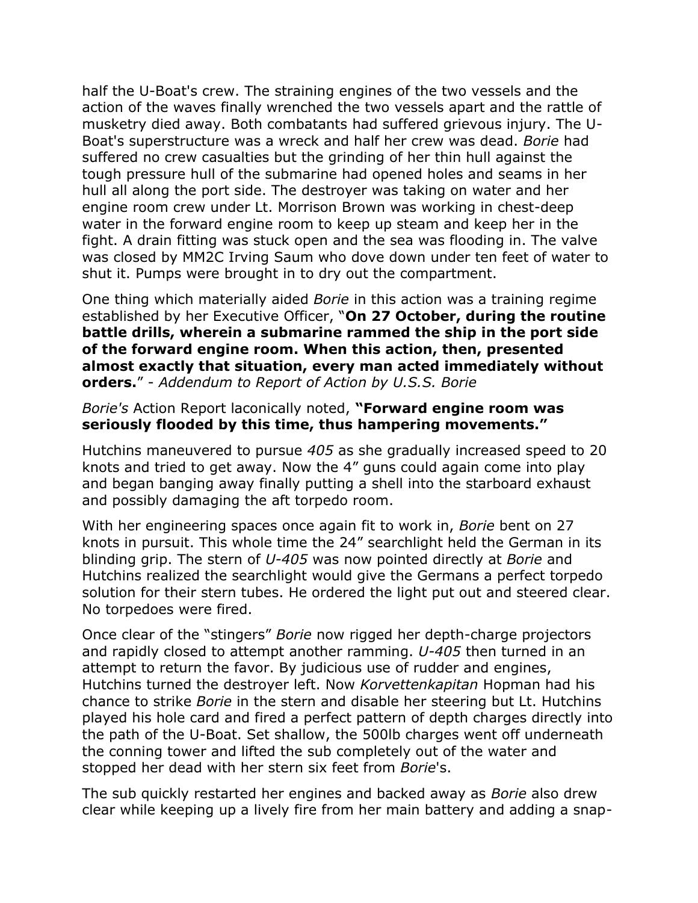half the U-Boat's crew. The straining engines of the two vessels and the action of the waves finally wrenched the two vessels apart and the rattle of musketry died away. Both combatants had suffered grievous injury. The U-Boat's superstructure was a wreck and half her crew was dead. *Borie* had suffered no crew casualties but the grinding of her thin hull against the tough pressure hull of the submarine had opened holes and seams in her hull all along the port side. The destroyer was taking on water and her engine room crew under Lt. Morrison Brown was working in chest-deep water in the forward engine room to keep up steam and keep her in the fight. A drain fitting was stuck open and the sea was flooding in. The valve was closed by MM2C Irving Saum who dove down under ten feet of water to shut it. Pumps were brought in to dry out the compartment.

One thing which materially aided *Borie* in this action was a training regime established by her Executive Officer, "**On 27 October, during the routine battle drills, wherein a submarine rammed the ship in the port side of the forward engine room. When this action, then, presented almost exactly that situation, every man acted immediately without orders.**" - *Addendum to Report of Action by U.S.S. Borie*

*Borie's* Action Report laconically noted, **"Forward engine room was seriously flooded by this time, thus hampering movements."**

Hutchins maneuvered to pursue *405* as she gradually increased speed to 20 knots and tried to get away. Now the 4" guns could again come into play and began banging away finally putting a shell into the starboard exhaust and possibly damaging the aft torpedo room.

With her engineering spaces once again fit to work in, *Borie* bent on 27 knots in pursuit. This whole time the 24" searchlight held the German in its blinding grip. The stern of *U-405* was now pointed directly at *Borie* and Hutchins realized the searchlight would give the Germans a perfect torpedo solution for their stern tubes. He ordered the light put out and steered clear. No torpedoes were fired.

Once clear of the "stingers" *Borie* now rigged her depth-charge projectors and rapidly closed to attempt another ramming. *U-405* then turned in an attempt to return the favor. By judicious use of rudder and engines, Hutchins turned the destroyer left. Now *Korvettenkapitan* Hopman had his chance to strike *Borie* in the stern and disable her steering but Lt. Hutchins played his hole card and fired a perfect pattern of depth charges directly into the path of the U-Boat. Set shallow, the 500lb charges went off underneath the conning tower and lifted the sub completely out of the water and stopped her dead with her stern six feet from *Borie*'s.

The sub quickly restarted her engines and backed away as *Borie* also drew clear while keeping up a lively fire from her main battery and adding a snap-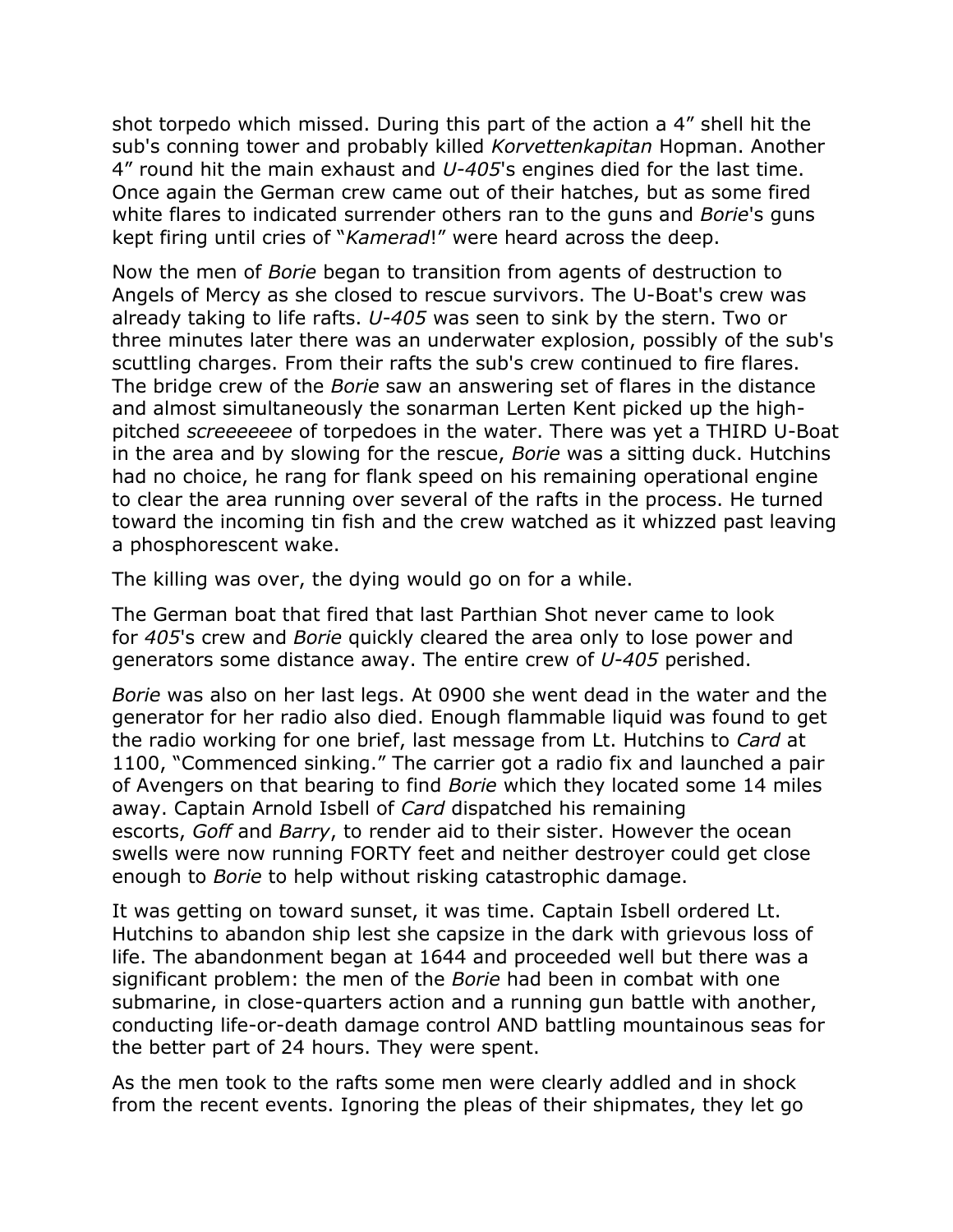shot torpedo which missed. During this part of the action a 4” shell hit the sub's conning tower and probably killed *Korvettenkapitan* Hopman. Another 4” round hit the main exhaust and *U-405*'s engines died for the last time. Once again the German crew came out of their hatches, but as some fired white flares to indicated surrender others ran to the guns and *Borie*'s guns kept firing until cries of “*Kamerad*!” were heard across the deep.

Now the men of *Borie* began to transition from agents of destruction to Angels of Mercy as she closed to rescue survivors. The U-Boat's crew was already taking to life rafts. *U-405* was seen to sink by the stern. Two or three minutes later there was an underwater explosion, possibly of the sub's scuttling charges. From their rafts the sub's crew continued to fire flares. The bridge crew of the *Borie* saw an answering set of flares in the distance and almost simultaneously the sonarman Lerten Kent picked up the high-pitched *screeeeeee* of torpedoes in the water. There was yet a THIRD U-Boat in the area and by slowing for the rescue, *Borie* was a sitting duck. Hutchins had no choice, he rang for flank speed on his remaining operational engine to clear the area running over several of the rafts in the process. He turned toward the incoming tin fish and the crew watched as it whizzed past leaving a phosphorescent wake.

The killing was over, the dying would go on for a while.

The German boat that fired that last Parthian Shot never came to look for *405*'s crew and *Borie* quickly cleared the area only to lose power and generators some distance away. The entire crew of *U-405* perished.

*Borie* was also on her last legs. At 0900 she went dead in the water and the generator for her radio also died. Enough flammable liquid was found to get the radio working for one brief, last message from Lt. Hutchins to *Card* at 1100, “Commenced sinking.” The carrier got a radio fix and launched a pair of Avengers on that bearing to find *Borie* which they located some 14 miles away. Captain Arnold Isbell of *Card* dispatched his remaining escorts, *Goff* and *Barry*, to render aid to their sister. However the ocean swells were now running FORTY feet and neither destroyer could get close enough to *Borie* to help without risking catastrophic damage.

It was getting on toward sunset, it was time. Captain Isbell ordered Lt. Hutchins to abandon ship lest she capsize in the dark with grievous loss of life. The abandonment began at 1644 and proceeded well but there was a significant problem: the men of the *Borie* had been in combat with one submarine, in close-quarters action and a running gun battle with another, conducting life-or-death damage control AND battling mountainous seas for the better part of 24 hours. They were spent.

As the men took to the rafts some men were clearly addled and in shock from the recent events. Ignoring the pleas of their shipmates, they let go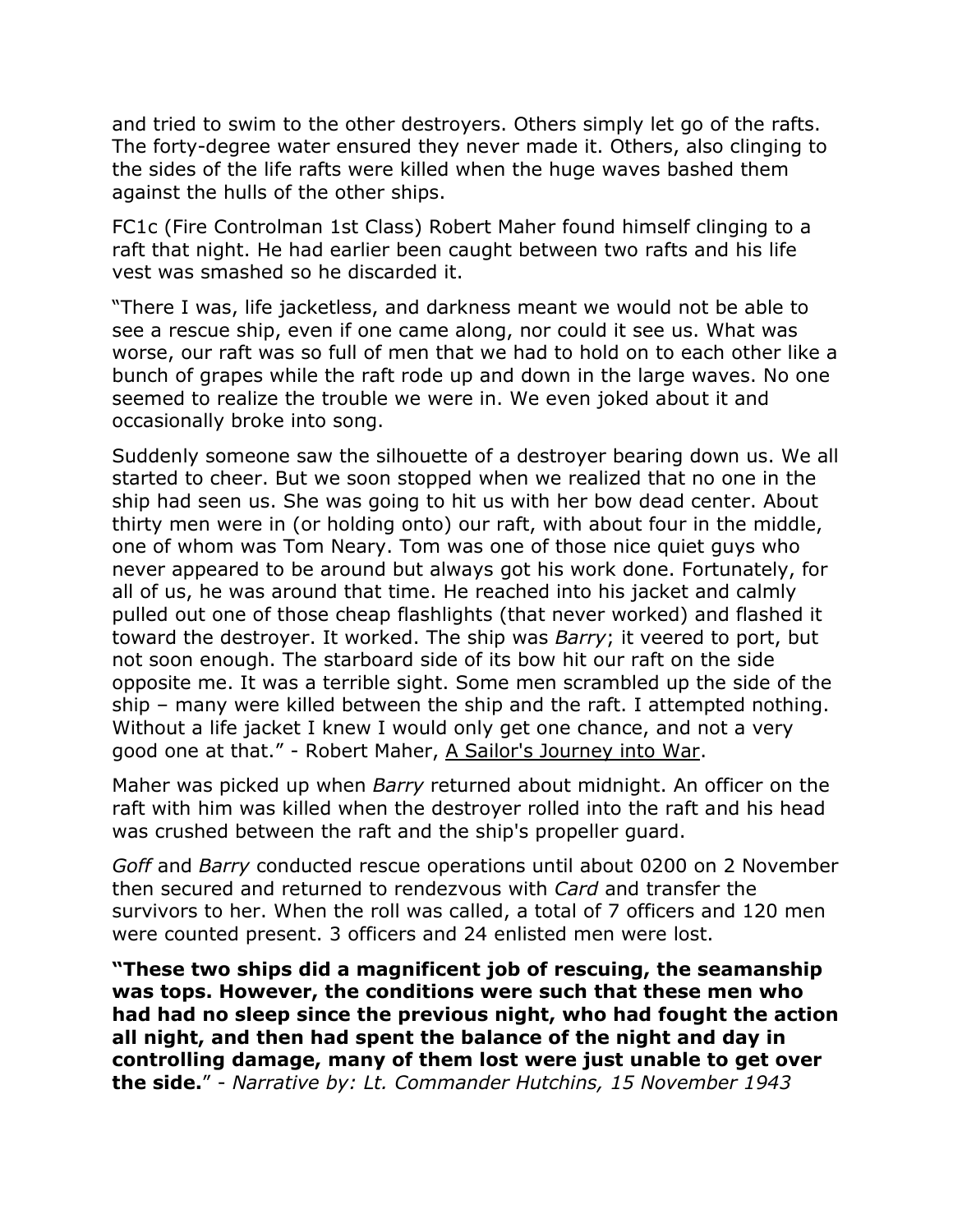and tried to swim to the other destroyers. Others simply let go of the rafts. The forty-degree water ensured they never made it. Others, also clinging to the sides of the life rafts were killed when the huge waves bashed them against the hulls of the other ships.

FC1c (Fire Controlman 1st Class) Robert Maher found himself clinging to a raft that night. He had earlier been caught between two rafts and his life vest was smashed so he discarded it.

"There I was, life jacketless, and darkness meant we would not be able to see a rescue ship, even if one came along, nor could it see us. What was worse, our raft was so full of men that we had to hold on to each other like a bunch of grapes while the raft rode up and down in the large waves. No one seemed to realize the trouble we were in. We even joked about it and occasionally broke into song.

Suddenly someone saw the silhouette of a destroyer bearing down us. We all started to cheer. But we soon stopped when we realized that no one in the ship had seen us. She was going to hit us with her bow dead center. About thirty men were in (or holding onto) our raft, with about four in the middle, one of whom was Tom Neary. Tom was one of those nice quiet guys who never appeared to be around but always got his work done. Fortunately, for all of us, he was around that time. He reached into his jacket and calmly pulled out one of those cheap flashlights (that never worked) and flashed it toward the destroyer. It worked. The ship was *Barry*; it veered to port, but not soon enough. The starboard side of its bow hit our raft on the side opposite me. It was a terrible sight. Some men scrambled up the side of the ship – many were killed between the ship and the raft. I attempted nothing. Without a life jacket I knew I would only get one chance, and not a very good one at that." - Robert Maher, <u>A Sailor's Journey into War</u>.

Maher was picked up when *Barry* returned about midnight. An officer on the raft with him was killed when the destroyer rolled into the raft and his head was crushed between the raft and the ship's propeller guard.

*Goff* and *Barry* conducted rescue operations until about 0200 on 2 November then secured and returned to rendezvous with *Card* and transfer the survivors to her. When the roll was called, a total of 7 officers and 120 men were counted present. 3 officers and 24 enlisted men were lost.

**"These two ships did a magnificent job of rescuing, the seamanship was tops. However, the conditions were such that these men who had had no sleep since the previous night, who had fought the action all night, and then had spent the balance of the night and day in controlling damage, many of them lost were just unable to get over the side.**" - *Narrative by: Lt. Commander Hutchins, 15 November 1943*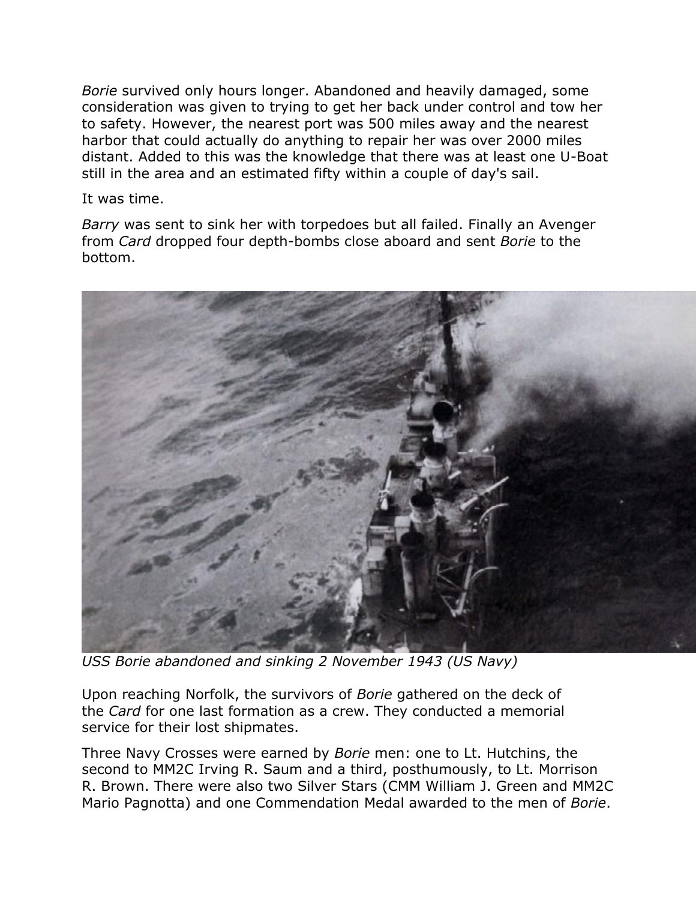*Borie* survived only hours longer. Abandoned and heavily damaged, some consideration was given to trying to get her back under control and tow her to safety. However, the nearest port was 500 miles away and the nearest harbor that could actually do anything to repair her was over 2000 miles distant. Added to this was the knowledge that there was at least one U-Boat still in the area and an estimated fifty within a couple of day's sail.

It was time.

*Barry* was sent to sink her with torpedoes but all failed. Finally an Avenger from *Card* dropped four depth-bombs close aboard and sent *Borie* to the bottom.

*USS Borie abandoned and sinking 2 November 1943 (US Navy)*

Upon reaching Norfolk, the survivors of *Borie* gathered on the deck of the *Card* for one last formation as a crew. They conducted a memorial service for their lost shipmates.

Three Navy Crosses were earned by *Borie* men: one to Lt. Hutchins, the second to MM2C Irving R. Saum and a third, posthumously, to Lt. Morrison R. Brown. There were also two Silver Stars (CMM William J. Green and MM2C Mario Pagnotta) and one Commendation Medal awarded to the men of *Borie*.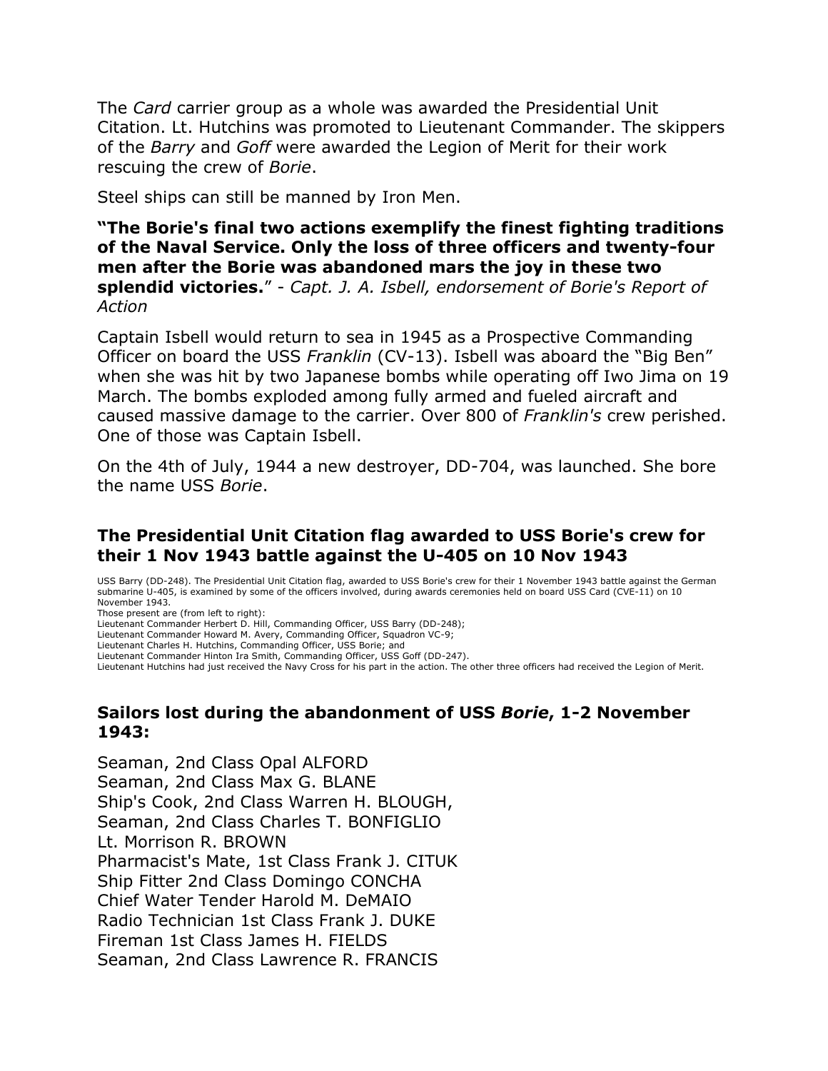The *Card* carrier group as a whole was awarded the Presidential Unit Citation. Lt. Hutchins was promoted to Lieutenant Commander. The skippers of the *Barry* and *Goff* were awarded the Legion of Merit for their work rescuing the crew of *Borie*.

Steel ships can still be manned by Iron Men.

**"The Borie's final two actions exemplify the finest fighting traditions of the Naval Service. Only the loss of three officers and twenty-four men after the Borie was abandoned mars the joy in these two splendid victories.**" - *Capt. J. A. Isbell, endorsement of Borie's Report of Action*

Captain Isbell would return to sea in 1945 as a Prospective Commanding Officer on board the USS *Franklin* (CV-13). Isbell was aboard the "Big Ben" when she was hit by two Japanese bombs while operating off Iwo Jima on 19 March. The bombs exploded among fully armed and fueled aircraft and caused massive damage to the carrier. Over 800 of *Franklin's* crew perished. One of those was Captain Isbell.

On the 4th of July, 1944 a new destroyer, DD-704, was launched. She bore the name USS *Borie*.

### The Presidential Unit Citation flag awarded to USS Borie's crew for their 1 Nov 1943 battle against the U-405 on 10 Nov 1943

USS Barry (DD-248). The Presidential Unit Citation flag, awarded to USS Borie's crew for their 1 November 1943 battle against the German submarine U-405, is examined by some of the officers involved, during awards ceremonies held on board USS Card (CVE-11) on 10 November 1943.
Those present are (from left to right):
Lieutenant Commander Herbert D. Hill, Commanding Officer, USS Barry (DD-248);
Lieutenant Commander Howard M. Avery, Commanding Officer, Squadron VC-9;
Lieutenant Charles H. Hutchins, Commanding Officer, USS Borie; and
Lieutenant Commander Hinton Ira Smith, Commanding Officer, USS Goff (DD-247).
Lieutenant Hutchins had just received the Navy Cross for his part in the action. The other three officers had received the Legion of Merit.

### Sailors lost during the abandonment of USS *Borie*, 1-2 November 1943:

Seaman, 2nd Class Opal ALFORD
Seaman, 2nd Class Max G. BLANE
Ship's Cook, 2nd Class Warren H. BLOUGH,
Seaman, 2nd Class Charles T. BONFIGLIO
Lt. Morrison R. BROWN
Pharmacist's Mate, 1st Class Frank J. CITUK
Ship Fitter 2nd Class Domingo CONCHA
Chief Water Tender Harold M. DeMAIO
Radio Technician 1st Class Frank J. DUKE
Fireman 1st Class James H. FIELDS
Seaman, 2nd Class Lawrence R. FRANCIS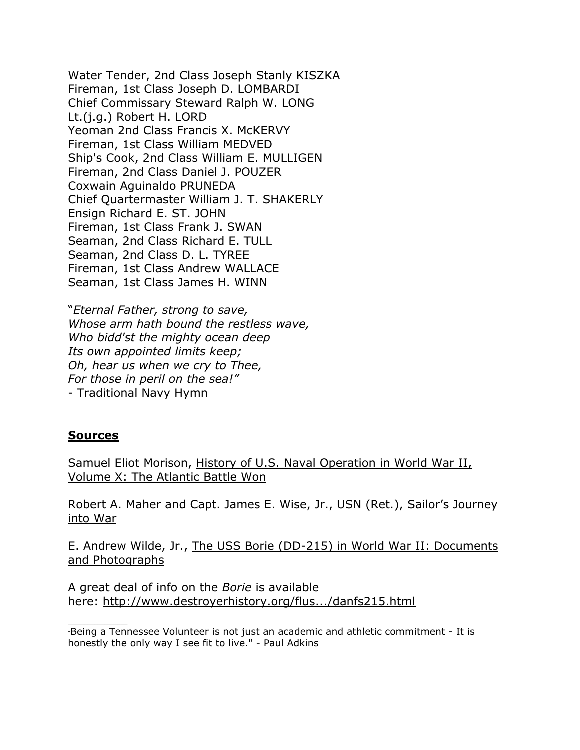Water Tender, 2nd Class Joseph Stanly KISZKA
Fireman, 1st Class Joseph D. LOMBARDI
Chief Commissary Steward Ralph W. LONG
Lt.(j.g.) Robert H. LORD
Yeoman 2nd Class Francis X. McKERVY
Fireman, 1st Class William MEDVED
Ship's Cook, 2nd Class William E. MULLIGEN
Fireman, 2nd Class Daniel J. POUZER
Coxwain Aguinaldo PRUNEDA
Chief Quartermaster William J. T. SHAKERLY
Ensign Richard E. ST. JOHN
Fireman, 1st Class Frank J. SWAN
Seaman, 2nd Class Richard E. TULL
Seaman, 2nd Class D. L. TYREE
Fireman, 1st Class Andrew WALLACE
Seaman, 1st Class James H. WINN

"*Eternal Father, strong to save,*
*Whose arm hath bound the restless wave,*
*Who bidd'st the mighty ocean deep*
*Its own appointed limits keep;*
*Oh, hear us when we cry to Thee,*
*For those in peril on the sea!*"
- Traditional Navy Hymn

## Sources

Samuel Eliot Morison, History of U.S. Naval Operation in World War II, Volume X: The Atlantic Battle Won

Robert A. Maher and Capt. James E. Wise, Jr., USN (Ret.), Sailor's Journey into War

E. Andrew Wilde, Jr., The USS Borie (DD-215) in World War II: Documents and Photographs

A great deal of info on the *Borie* is available here: http://www.destroyerhistory.org/flus.../danfs215.html

---

"Being a Tennessee Volunteer is not just an academic and athletic commitment - It is honestly the only way I see fit to live." - Paul Adkins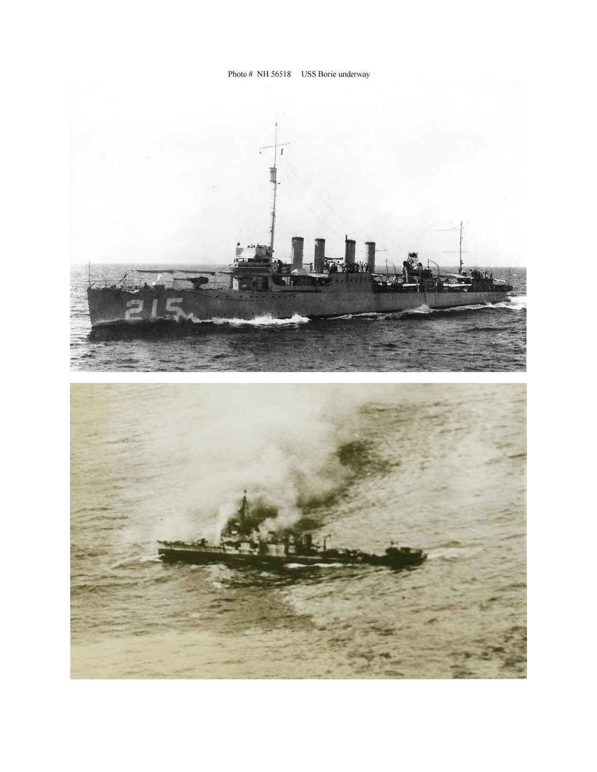Photo # NH 56518 USS Borie underway